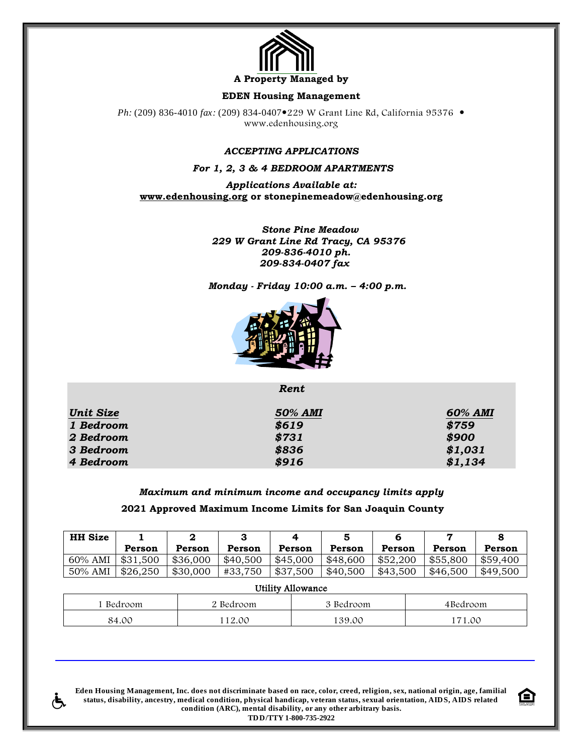**A Property Managed by**

**EDEN Housing Management**

*Ph:* (209) 836-4010 *fax:* (209) 834-0407•229 W Grant Line Rd, California 95376 •
www.edenhousing.org

***ACCEPTING APPLICATIONS***

***For 1, 2, 3 & 4 BEDROOM APARTMENTS***

***Applications Available at:***
**www.edenhousing.org or stonepinemeadow@edenhousing.org**

***Stone Pine Meadow***
***229 W Grant Line Rd Tracy, CA 95376***
***209-836-4010 ph.***
***209-834-0407 fax***

***Monday - Friday 10:00 a.m. – 4:00 p.m.***

***Rent***

| *Unit Size* | *50% AMI* | *60% AMI* |
|---|---|---|
| ***1 Bedroom*** | ***$619*** | ***$759*** |
| ***2 Bedroom*** | ***$731*** | ***$900*** |
| ***3 Bedroom*** | ***$836*** | ***$1,031*** |
| ***4 Bedroom*** | ***$916*** | ***$1,134*** |

***Maximum and minimum income and occupancy limits apply***

**2021 Approved Maximum Income Limits for San Joaquin County**

| HH Size | 1 Person | 2 Person | 3 Person | 4 Person | 5 Person | 6 Person | 7 Person | 8 Person |
|---|---|---|---|---|---|---|---|---|
| 60% AMI | $31,500 | $36,000 | $40,500 | $45,000 | $48,600 | $52,200 | $55,800 | $59,400 |
| 50% AMI | $26,250 | $30,000 | #33,750 | $37,500 | $40,500 | $43,500 | $46,500 | $49,500 |

Utility Allowance

| 1 Bedroom | 2 Bedroom | 3 Bedroom | 4Bedroom |
|---|---|---|---|
| 84.00 | 112.00 | 139.00 | 171.00 |

**Eden Housing Management, Inc. does not discriminate based on race, color, creed, religion, sex, national origin, age, familial status, disability, ancestry, medical condition, physical handicap, veteran status, sexual orientation, AIDS, AIDS related condition (ARC), mental disability, or any other arbitrary basis.**
**TDD/TTY 1-800-735-2922**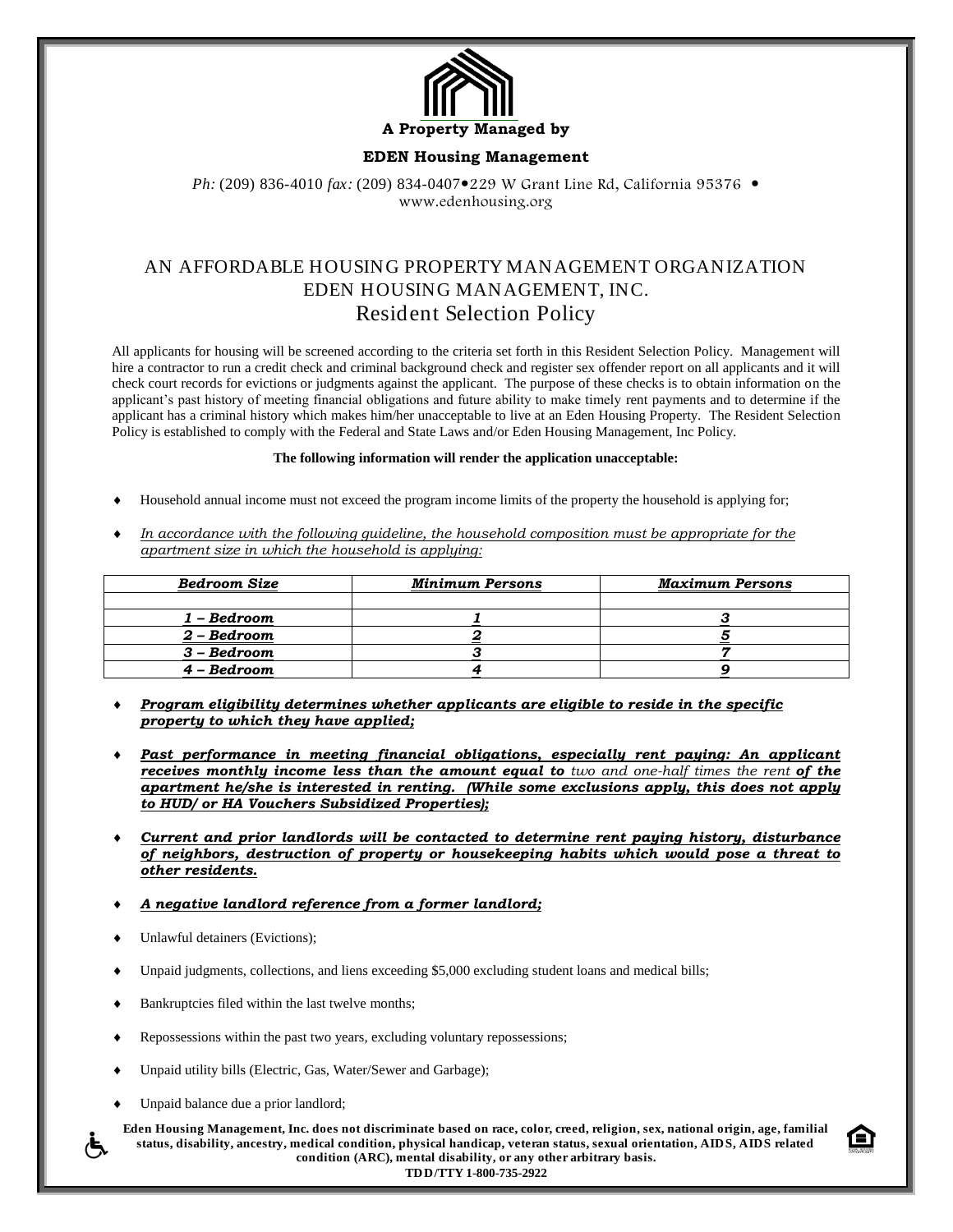**A Property Managed by**

**EDEN Housing Management**

*Ph:* (209) 836-4010 *fax:* (209) 834-0407•229 W Grant Line Rd, California 95376 • www.edenhousing.org

## AN AFFORDABLE HOUSING PROPERTY MANAGEMENT ORGANIZATION
## EDEN HOUSING MANAGEMENT, INC.
## Resident Selection Policy

All applicants for housing will be screened according to the criteria set forth in this Resident Selection Policy. Management will hire a contractor to run a credit check and criminal background check and register sex offender report on all applicants and it will check court records for evictions or judgments against the applicant. The purpose of these checks is to obtain information on the applicant's past history of meeting financial obligations and future ability to make timely rent payments and to determine if the applicant has a criminal history which makes him/her unacceptable to live at an Eden Housing Property. The Resident Selection Policy is established to comply with the Federal and State Laws and/or Eden Housing Management, Inc Policy.

**The following information will render the application unacceptable:**

- Household annual income must not exceed the program income limits of the property the household is applying for;
- *In accordance with the following guideline, the household composition must be appropriate for the apartment size in which the household is applying:*

| ***Bedroom Size*** | ***Minimum Persons*** | ***Maximum Persons*** |
|---|---|---|
| | | |
| ***1 – Bedroom*** | ***1*** | ***3*** |
| ***2 – Bedroom*** | ***2*** | ***5*** |
| ***3 – Bedroom*** | ***3*** | ***7*** |
| ***4 – Bedroom*** | ***4*** | ***9*** |

- ***Program eligibility determines whether applicants are eligible to reside in the specific property to which they have applied;***
- ***Past performance in meeting financial obligations, especially rent paying: An applicant receives monthly income less than the amount equal to*** *two and one-half times the rent* ***of the apartment he/she is interested in renting. (While some exclusions apply, this does not apply to HUD/ or HA Vouchers Subsidized Properties);***
- ***Current and prior landlords will be contacted to determine rent paying history, disturbance of neighbors, destruction of property or housekeeping habits which would pose a threat to other residents.***
- ***A negative landlord reference from a former landlord;***
- Unlawful detainers (Evictions);
- Unpaid judgments, collections, and liens exceeding $5,000 excluding student loans and medical bills;
- Bankruptcies filed within the last twelve months;
- Repossessions within the past two years, excluding voluntary repossessions;
- Unpaid utility bills (Electric, Gas, Water/Sewer and Garbage);
- Unpaid balance due a prior landlord;

**Eden Housing Management, Inc. does not discriminate based on race, color, creed, religion, sex, national origin, age, familial status, disability, ancestry, medical condition, physical handicap, veteran status, sexual orientation, AIDS, AIDS related condition (ARC), mental disability, or any other arbitrary basis.**
**TDD/TTY 1-800-735-2922**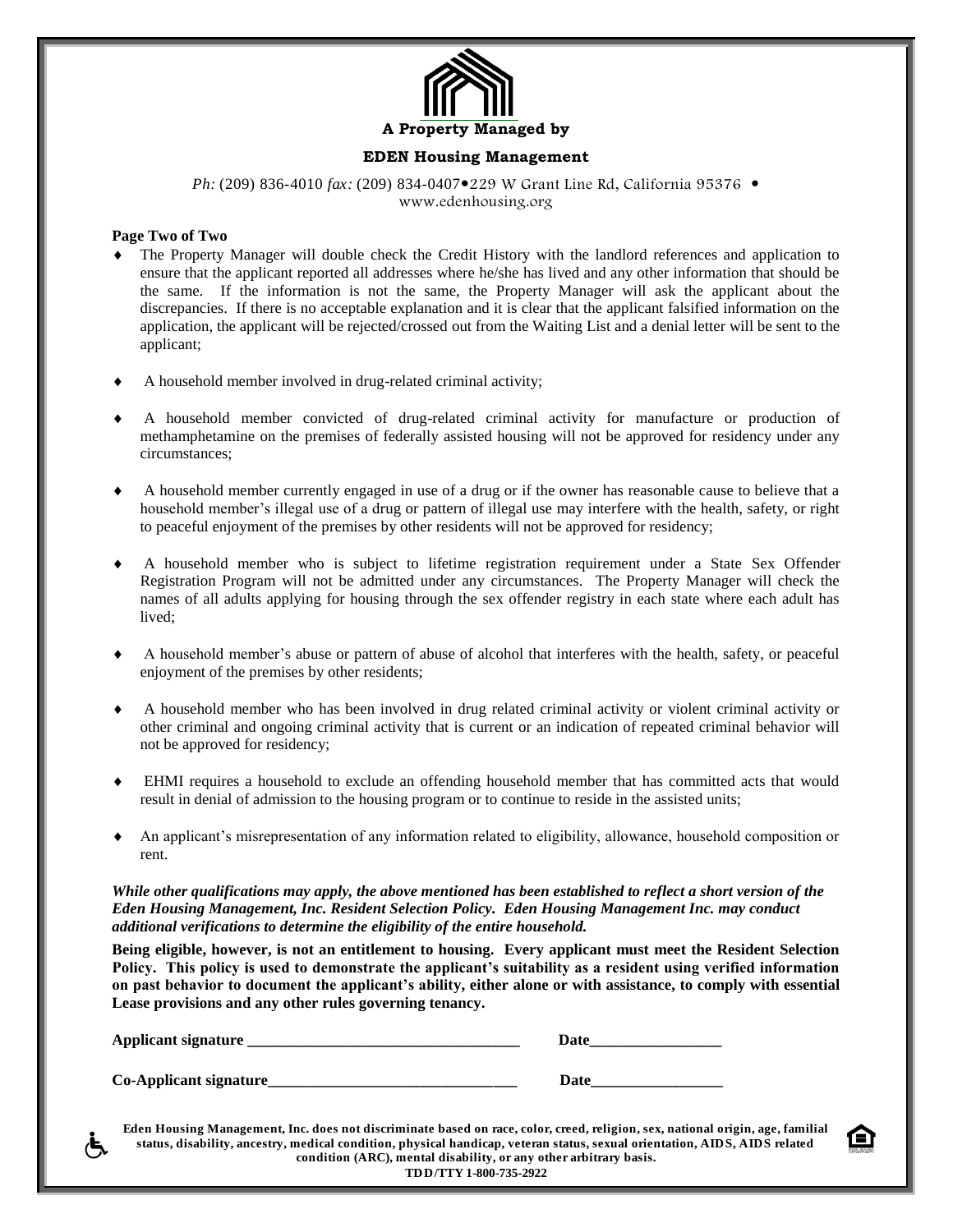A Property Managed by

**EDEN Housing Management**

*Ph:* (209) 836-4010 *fax:* (209) 834-0407•229 W Grant Line Rd, California 95376 • www.edenhousing.org

**Page Two of Two**

- The Property Manager will double check the Credit History with the landlord references and application to ensure that the applicant reported all addresses where he/she has lived and any other information that should be the same. If the information is not the same, the Property Manager will ask the applicant about the discrepancies. If there is no acceptable explanation and it is clear that the applicant falsified information on the application, the applicant will be rejected/crossed out from the Waiting List and a denial letter will be sent to the applicant;
- A household member involved in drug-related criminal activity;
- A household member convicted of drug-related criminal activity for manufacture or production of methamphetamine on the premises of federally assisted housing will not be approved for residency under any circumstances;
- A household member currently engaged in use of a drug or if the owner has reasonable cause to believe that a household member's illegal use of a drug or pattern of illegal use may interfere with the health, safety, or right to peaceful enjoyment of the premises by other residents will not be approved for residency;
- A household member who is subject to lifetime registration requirement under a State Sex Offender Registration Program will not be admitted under any circumstances. The Property Manager will check the names of all adults applying for housing through the sex offender registry in each state where each adult has lived;
- A household member's abuse or pattern of abuse of alcohol that interferes with the health, safety, or peaceful enjoyment of the premises by other residents;
- A household member who has been involved in drug related criminal activity or violent criminal activity or other criminal and ongoing criminal activity that is current or an indication of repeated criminal behavior will not be approved for residency;
- EHMI requires a household to exclude an offending household member that has committed acts that would result in denial of admission to the housing program or to continue to reside in the assisted units;
- An applicant's misrepresentation of any information related to eligibility, allowance, household composition or rent.

***While other qualifications may apply, the above mentioned has been established to reflect a short version of the Eden Housing Management, Inc. Resident Selection Policy. Eden Housing Management Inc. may conduct additional verifications to determine the eligibility of the entire household.***

**Being eligible, however, is not an entitlement to housing. Every applicant must meet the Resident Selection Policy. This policy is used to demonstrate the applicant's suitability as a resident using verified information on past behavior to document the applicant's ability, either alone or with assistance, to comply with essential Lease provisions and any other rules governing tenancy.**

**Applicant signature** ___________________________________ **Date**_________________

**Co-Applicant signature**________________________________ **Date**_________________

**Eden Housing Management, Inc. does not discriminate based on race, color, creed, religion, sex, national origin, age, familial status, disability, ancestry, medical condition, physical handicap, veteran status, sexual orientation, AIDS, AIDS related condition (ARC), mental disability, or any other arbitrary basis.**

**TDD/TTY 1-800-735-2922**